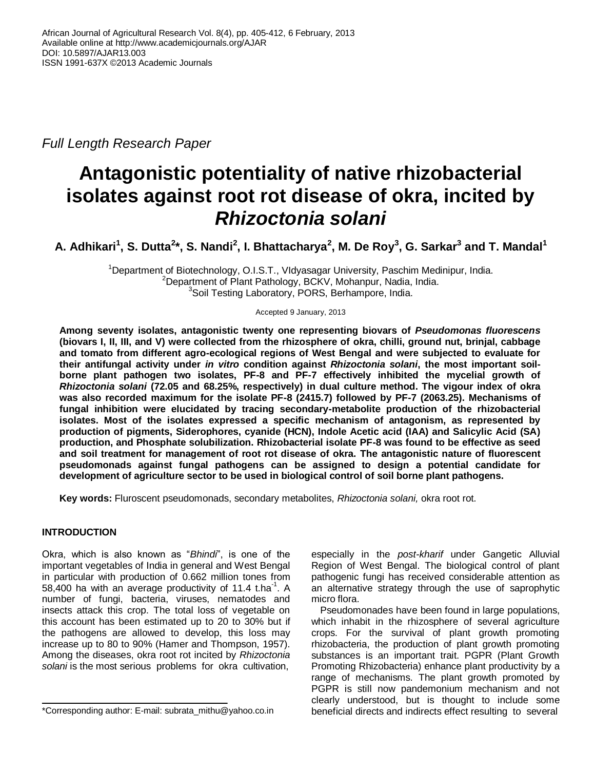African Journal of Agricultural Research Vol. 8(4), pp. 405-412, 6 February, 2013
Available online at http://www.academicjournals.org/AJAR
DOI: 10.5897/AJAR13.003
ISSN 1991-637X ©2013 Academic Journals

*Full Length Research Paper*

# Antagonistic potentiality of native rhizobacterial isolates against root rot disease of okra, incited by *Rhizoctonia solani*

**A. Adhikari[1], S. Dutta[2]\*, S. Nandi[2], I. Bhattacharya[2], M. De Roy[3], G. Sarkar[3] and T. Mandal[1]**

[1]Department of Biotechnology, O.I.S.T., VIdyasagar University, Paschim Medinipur, India.
[2]Department of Plant Pathology, BCKV, Mohanpur, Nadia, India.
[3]Soil Testing Laboratory, PORS, Berhampore, India.

Accepted 9 January, 2013

**Among seventy isolates, antagonistic twenty one representing biovars of *Pseudomonas fluorescens* (biovars I, II, III, and V) were collected from the rhizosphere of okra, chilli, ground nut, brinjal, cabbage and tomato from different agro-ecological regions of West Bengal and were subjected to evaluate for their antifungal activity under *in vitro* condition against *Rhizoctonia solani*, the most important soil-borne plant pathogen two isolates, PF-8 and PF-7 effectively inhibited the mycelial growth of *Rhizoctonia solani* (72.05 and 68.25%, respectively) in dual culture method. The vigour index of okra was also recorded maximum for the isolate PF-8 (2415.7) followed by PF-7 (2063.25). Mechanisms of fungal inhibition were elucidated by tracing secondary-metabolite production of the rhizobacterial isolates. Most of the isolates expressed a specific mechanism of antagonism, as represented by production of pigments, Siderophores, cyanide (HCN), Indole Acetic acid (IAA) and Salicylic Acid (SA) production, and Phosphate solubilization. Rhizobacterial isolate PF-8 was found to be effective as seed and soil treatment for management of root rot disease of okra. The antagonistic nature of fluorescent pseudomonads against fungal pathogens can be assigned to design a potential candidate for development of agriculture sector to be used in biological control of soil borne plant pathogens.**

**Key words:** Fluroscent pseudomonads, secondary metabolites, *Rhizoctonia solani,* okra root rot.

## INTRODUCTION

Okra, which is also known as "*Bhindi*", is one of the important vegetables of India in general and West Bengal in particular with production of 0.662 million tones from 58,400 ha with an average productivity of 11.4 $t.ha^{-1}$. A number of fungi, bacteria, viruses, nematodes and insects attack this crop. The total loss of vegetable on this account has been estimated up to 20 to 30% but if the pathogens are allowed to develop, this loss may increase up to 80 to 90% (Hamer and Thompson, 1957). Among the diseases, okra root rot incited by *Rhizoctonia solani* is the most serious problems for okra cultivation, especially in the *post-kharif* under Gangetic Alluvial Region of West Bengal. The biological control of plant pathogenic fungi has received considerable attention as an alternative strategy through the use of saprophytic micro flora.

Pseudomonades have been found in large populations, which inhabit in the rhizosphere of several agriculture crops. For the survival of plant growth promoting rhizobacteria, the production of plant growth promoting substances is an important trait. PGPR (Plant Growth Promoting Rhizobacteria) enhance plant productivity by a range of mechanisms. The plant growth promoted by PGPR is still now pandemonium mechanism and not clearly understood, but is thought to include some beneficial directs and indirects effect resulting to several

\*Corresponding author: E-mail: subrata_mithu@yahoo.co.in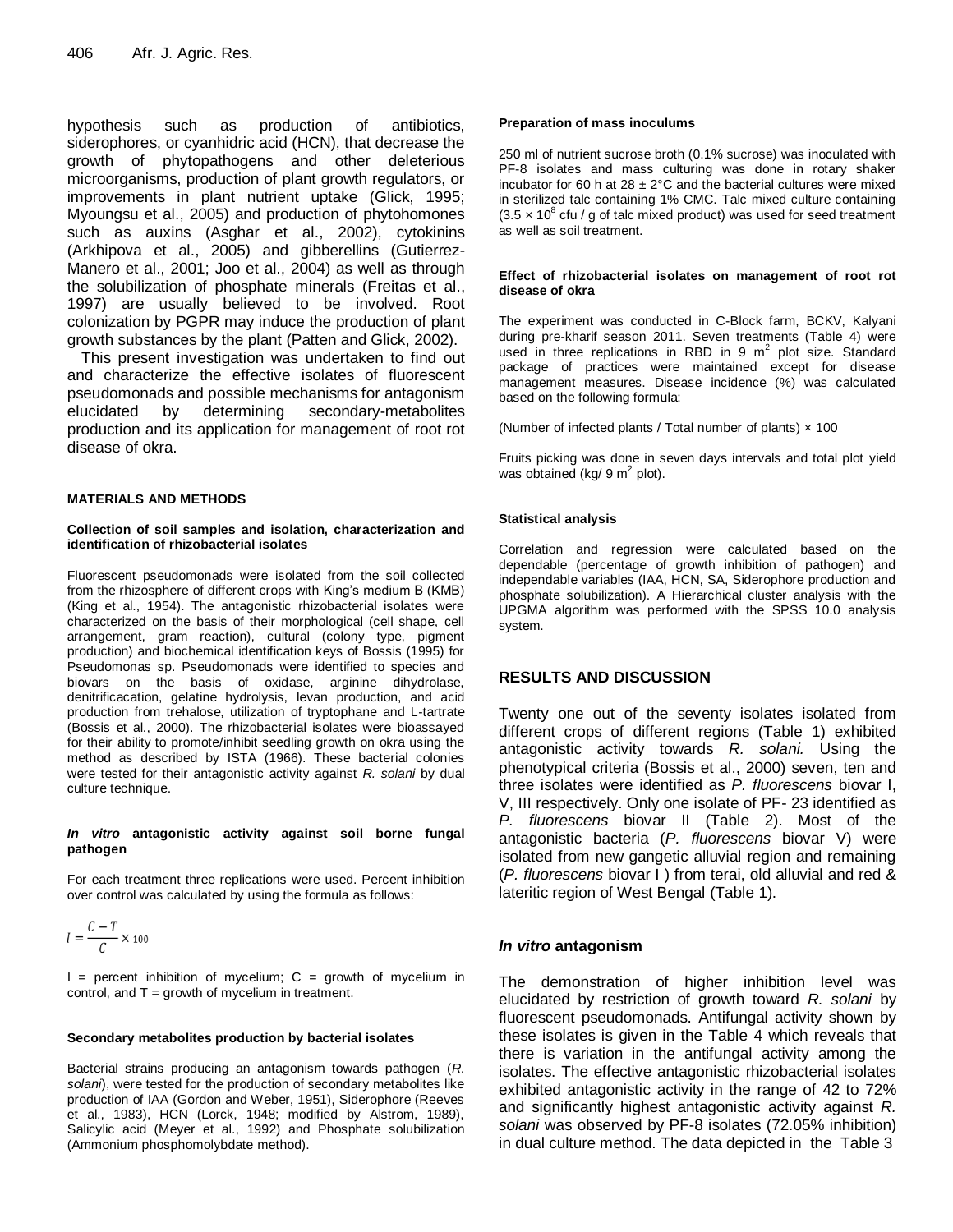hypothesis such as production of antibiotics, siderophores, or cyanhidric acid (HCN), that decrease the growth of phytopathogens and other deleterious microorganisms, production of plant growth regulators, or improvements in plant nutrient uptake (Glick, 1995; Myoungsu et al., 2005) and production of phytohomones such as auxins (Asghar et al., 2002), cytokinins (Arkhipova et al., 2005) and gibberellins (Gutierrez-Manero et al., 2001; Joo et al., 2004) as well as through the solubilization of phosphate minerals (Freitas et al., 1997) are usually believed to be involved. Root colonization by PGPR may induce the production of plant growth substances by the plant (Patten and Glick, 2002).

This present investigation was undertaken to find out and characterize the effective isolates of fluorescent pseudomonads and possible mechanisms for antagonism elucidated by determining secondary-metabolites production and its application for management of root rot disease of okra.

## MATERIALS AND METHODS

### Collection of soil samples and isolation, characterization and identification of rhizobacterial isolates

Fluorescent pseudomonads were isolated from the soil collected from the rhizosphere of different crops with King's medium B (KMB) (King et al., 1954). The antagonistic rhizobacterial isolates were characterized on the basis of their morphological (cell shape, cell arrangement, gram reaction), cultural (colony type, pigment production) and biochemical identification keys of Bossis (1995) for Pseudomonas sp. Pseudomonads were identified to species and biovars on the basis of oxidase, arginine dihydrolase, denitrificacation, gelatine hydrolysis, levan production, and acid production from trehalose, utilization of tryptophane and L-tartrate (Bossis et al., 2000). The rhizobacterial isolates were bioassayed for their ability to promote/inhibit seedling growth on okra using the method as described by ISTA (1966). These bacterial colonies were tested for their antagonistic activity against *R. solani* by dual culture technique.

### *In vitro* antagonistic activity against soil borne fungal pathogen

For each treatment three replications were used. Percent inhibition over control was calculated by using the formula as follows:

$$I = \frac{C - T}{C} \times 100$$

I = percent inhibition of mycelium; C = growth of mycelium in control, and T = growth of mycelium in treatment.

### Secondary metabolites production by bacterial isolates

Bacterial strains producing an antagonism towards pathogen (*R. solani*), were tested for the production of secondary metabolites like production of IAA (Gordon and Weber, 1951), Siderophore (Reeves et al., 1983), HCN (Lorck, 1948; modified by Alstrom, 1989), Salicylic acid (Meyer et al., 1992) and Phosphate solubilization (Ammonium phosphomolybdate method).

### Preparation of mass inoculums

250 ml of nutrient sucrose broth (0.1% sucrose) was inoculated with PF-8 isolates and mass culturing was done in rotary shaker incubator for 60 h at 28 ± 2°C and the bacterial cultures were mixed in sterilized talc containing 1% CMC. Talc mixed culture containing ($3.5 \times 10^8$ cfu / g of talc mixed product) was used for seed treatment as well as soil treatment.

### Effect of rhizobacterial isolates on management of root rot disease of okra

The experiment was conducted in C-Block farm, BCKV, Kalyani during pre-kharif season 2011. Seven treatments (Table 4) were used in three replications in RBD in 9 $m^2$ plot size. Standard package of practices were maintained except for disease management measures. Disease incidence (%) was calculated based on the following formula:

(Number of infected plants / Total number of plants) × 100

Fruits picking was done in seven days intervals and total plot yield was obtained (kg/ 9 $m^2$ plot).

### Statistical analysis

Correlation and regression were calculated based on the dependable (percentage of growth inhibition of pathogen) and independable variables (IAA, HCN, SA, Siderophore production and phosphate solubilization). A Hierarchical cluster analysis with the UPGMA algorithm was performed with the SPSS 10.0 analysis system.

## RESULTS AND DISCUSSION

Twenty one out of the seventy isolates isolated from different crops of different regions (Table 1) exhibited antagonistic activity towards *R. solani.* Using the phenotypical criteria (Bossis et al., 2000) seven, ten and three isolates were identified as *P. fluorescens* biovar I, V, III respectively. Only one isolate of PF- 23 identified as *P. fluorescens* biovar II (Table 2). Most of the antagonistic bacteria (*P. fluorescens* biovar V) were isolated from new gangetic alluvial region and remaining (*P. fluorescens* biovar I ) from terai, old alluvial and red & lateritic region of West Bengal (Table 1).

### *In vitro* antagonism

The demonstration of higher inhibition level was elucidated by restriction of growth toward *R. solani* by fluorescent pseudomonads. Antifungal activity shown by these isolates is given in the Table 4 which reveals that there is variation in the antifungal activity among the isolates. The effective antagonistic rhizobacterial isolates exhibited antagonistic activity in the range of 42 to 72% and significantly highest antagonistic activity against *R. solani* was observed by PF-8 isolates (72.05% inhibition) in dual culture method. The data depicted in the Table 3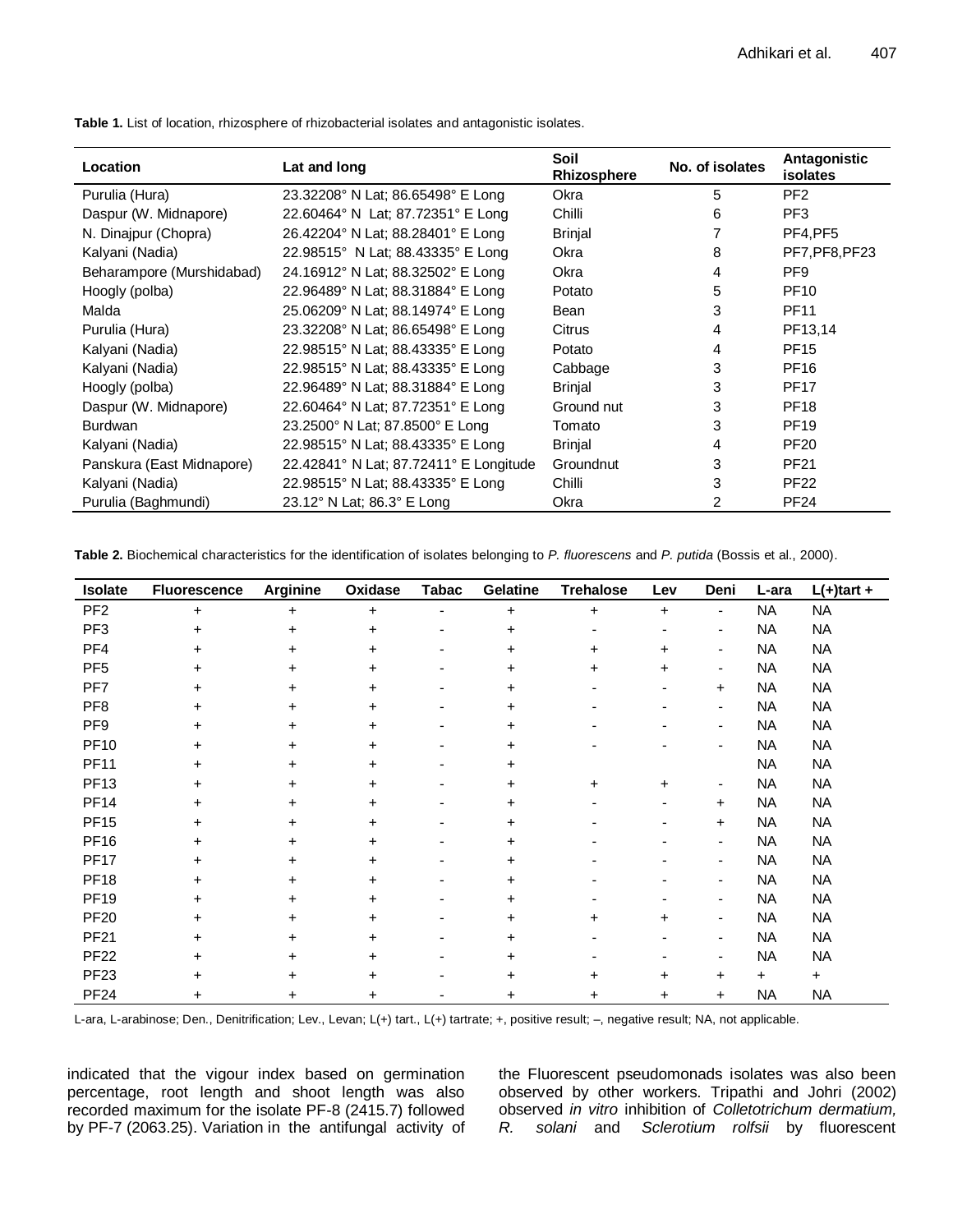**Table 1.** List of location, rhizosphere of rhizobacterial isolates and antagonistic isolates.

| Location | Lat and long | Soil Rhizosphere | No. of isolates | Antagonistic isolates |
|---|---|---|---|---|
| Purulia (Hura) | 23.32208° N Lat; 86.65498° E Long | Okra | 5 | PF2 |
| Daspur (W. Midnapore) | 22.60464° N Lat; 87.72351° E Long | Chilli | 6 | PF3 |
| N. Dinajpur (Chopra) | 26.42204° N Lat; 88.28401° E Long | Brinjal | 7 | PF4,PF5 |
| Kalyani (Nadia) | 22.98515° N Lat; 88.43335° E Long | Okra | 8 | PF7,PF8,PF23 |
| Beharampore (Murshidabad) | 24.16912° N Lat; 88.32502° E Long | Okra | 4 | PF9 |
| Hoogly (polba) | 22.96489° N Lat; 88.31884° E Long | Potato | 5 | PF10 |
| Malda | 25.06209° N Lat; 88.14974° E Long | Bean | 3 | PF11 |
| Purulia (Hura) | 23.32208° N Lat; 86.65498° E Long | Citrus | 4 | PF13,14 |
| Kalyani (Nadia) | 22.98515° N Lat; 88.43335° E Long | Potato | 4 | PF15 |
| Kalyani (Nadia) | 22.98515° N Lat; 88.43335° E Long | Cabbage | 3 | PF16 |
| Hoogly (polba) | 22.96489° N Lat; 88.31884° E Long | Brinjal | 3 | PF17 |
| Daspur (W. Midnapore) | 22.60464° N Lat; 87.72351° E Long | Ground nut | 3 | PF18 |
| Burdwan | 23.2500° N Lat; 87.8500° E Long | Tomato | 3 | PF19 |
| Kalyani (Nadia) | 22.98515° N Lat; 88.43335° E Long | Brinjal | 4 | PF20 |
| Panskura (East Midnapore) | 22.42841° N Lat; 87.72411° E Longitude | Groundnut | 3 | PF21 |
| Kalyani (Nadia) | 22.98515° N Lat; 88.43335° E Long | Chilli | 3 | PF22 |
| Purulia (Baghmundi) | 23.12° N Lat; 86.3° E Long | Okra | 2 | PF24 |

**Table 2.** Biochemical characteristics for the identification of isolates belonging to *P. fluorescens* and *P. putida* (Bossis et al., 2000).

| Isolate | Fluorescence | Arginine | Oxidase | Tabac | Gelatine | Trehalose | Lev | Deni | L-ara | L(+)tart + |
|---|---|---|---|---|---|---|---|---|---|---|
| PF2 | + | + | + | - | + | + | + | - | NA | NA |
| PF3 | + | + | + | - | + | - | - | - | NA | NA |
| PF4 | + | + | + | - | + | + | + | - | NA | NA |
| PF5 | + | + | + | - | + | + | + | - | NA | NA |
| PF7 | + | + | + | - | + | - | - | + | NA | NA |
| PF8 | + | + | + | - | + | - | - | - | NA | NA |
| PF9 | + | + | + | - | + | - | - | - | NA | NA |
| PF10 | + | + | + | - | + | - | - | - | NA | NA |
| PF11 | + | + | + | - | + | | | | NA | NA |
| PF13 | + | + | + | - | + | + | + | - | NA | NA |
| PF14 | + | + | + | - | + | - | - | + | NA | NA |
| PF15 | + | + | + | - | + | - | - | + | NA | NA |
| PF16 | + | + | + | - | + | - | - | - | NA | NA |
| PF17 | + | + | + | - | + | - | - | - | NA | NA |
| PF18 | + | + | + | - | + | - | - | - | NA | NA |
| PF19 | + | + | + | - | + | - | - | - | NA | NA |
| PF20 | + | + | + | - | + | + | + | - | NA | NA |
| PF21 | + | + | + | - | + | - | - | - | NA | NA |
| PF22 | + | + | + | - | + | - | - | - | NA | NA |
| PF23 | + | + | + | - | + | + | + | + | + | + |
| PF24 | + | + | + | - | + | + | + | + | NA | NA |

L-ara, L-arabinose; Den., Denitrification; Lev., Levan; L(+) tart., L(+) tartrate; +, positive result; –, negative result; NA, not applicable.

indicated that the vigour index based on germination percentage, root length and shoot length was also recorded maximum for the isolate PF-8 (2415.7) followed by PF-7 (2063.25). Variation in the antifungal activity of the Fluorescent pseudomonads isolates was also been observed by other workers. Tripathi and Johri (2002) observed *in vitro* inhibition of *Colletotrichum dermatium, R. solani* and *Sclerotium rolfsii* by fluorescent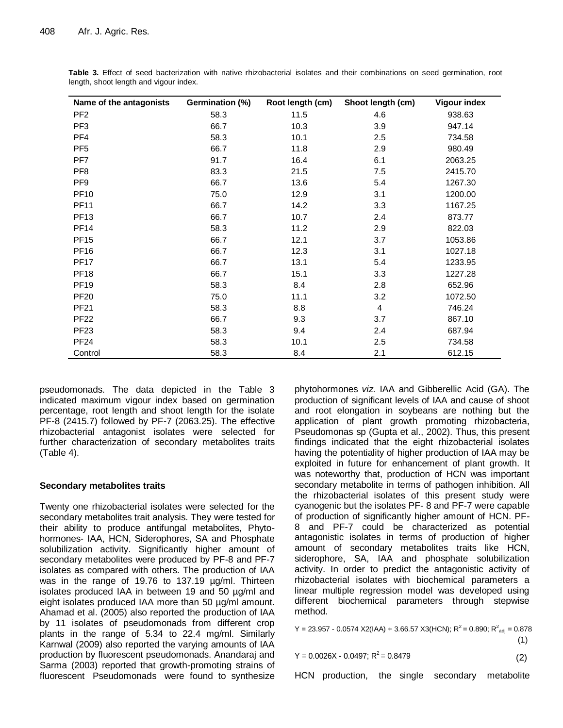**Table 3.** Effect of seed bacterization with native rhizobacterial isolates and their combinations on seed germination, root length, shoot length and vigour index.

| Name of the antagonists | Germination (%) | Root length (cm) | Shoot length (cm) | Vigour index |
|---|---|---|---|---|
| PF2 | 58.3 | 11.5 | 4.6 | 938.63 |
| PF3 | 66.7 | 10.3 | 3.9 | 947.14 |
| PF4 | 58.3 | 10.1 | 2.5 | 734.58 |
| PF5 | 66.7 | 11.8 | 2.9 | 980.49 |
| PF7 | 91.7 | 16.4 | 6.1 | 2063.25 |
| PF8 | 83.3 | 21.5 | 7.5 | 2415.70 |
| PF9 | 66.7 | 13.6 | 5.4 | 1267.30 |
| PF10 | 75.0 | 12.9 | 3.1 | 1200.00 |
| PF11 | 66.7 | 14.2 | 3.3 | 1167.25 |
| PF13 | 66.7 | 10.7 | 2.4 | 873.77 |
| PF14 | 58.3 | 11.2 | 2.9 | 822.03 |
| PF15 | 66.7 | 12.1 | 3.7 | 1053.86 |
| PF16 | 66.7 | 12.3 | 3.1 | 1027.18 |
| PF17 | 66.7 | 13.1 | 5.4 | 1233.95 |
| PF18 | 66.7 | 15.1 | 3.3 | 1227.28 |
| PF19 | 58.3 | 8.4 | 2.8 | 652.96 |
| PF20 | 75.0 | 11.1 | 3.2 | 1072.50 |
| PF21 | 58.3 | 8.8 | 4 | 746.24 |
| PF22 | 66.7 | 9.3 | 3.7 | 867.10 |
| PF23 | 58.3 | 9.4 | 2.4 | 687.94 |
| PF24 | 58.3 | 10.1 | 2.5 | 734.58 |
| Control | 58.3 | 8.4 | 2.1 | 612.15 |

pseudomonads. The data depicted in the Table 3 indicated maximum vigour index based on germination percentage, root length and shoot length for the isolate PF-8 (2415.7) followed by PF-7 (2063.25). The effective rhizobacterial antagonist isolates were selected for further characterization of secondary metabolites traits (Table 4).

### Secondary metabolites traits

Twenty one rhizobacterial isolates were selected for the secondary metabolites trait analysis. They were tested for their ability to produce antifungal metabolites, Phytohormones- IAA, HCN, Siderophores, SA and Phosphate solubilization activity. Significantly higher amount of secondary metabolites were produced by PF-8 and PF-7 isolates as compared with others. The production of IAA was in the range of 19.76 to 137.19 µg/ml. Thirteen isolates produced IAA in between 19 and 50 µg/ml and eight isolates produced IAA more than 50 µg/ml amount. Ahamad et al. (2005) also reported the production of IAA by 11 isolates of pseudomonads from different crop plants in the range of 5.34 to 22.4 mg/ml. Similarly Karnwal (2009) also reported the varying amounts of IAA production by fluorescent pseudomonads. Anandaraj and Sarma (2003) reported that growth-promoting strains of fluorescent Pseudomonads were found to synthesize phytohormones *viz.* IAA and Gibberellic Acid (GA). The production of significant levels of IAA and cause of shoot and root elongation in soybeans are nothing but the application of plant growth promoting rhizobacteria, Pseudomonas sp (Gupta et al., 2002). Thus, this present findings indicated that the eight rhizobacterial isolates having the potentiality of higher production of IAA may be exploited in future for enhancement of plant growth. It was noteworthy that, production of HCN was important secondary metabolite in terms of pathogen inhibition. All the rhizobacterial isolates of this present study were cyanogenic but the isolates PF- 8 and PF-7 were capable of production of significantly higher amount of HCN. PF-8 and PF-7 could be characterized as potential antagonistic isolates in terms of production of higher amount of secondary metabolites traits like HCN, siderophore, SA, IAA and phosphate solubilization activity. In order to predict the antagonistic activity of rhizobacterial isolates with biochemical parameters a linear multiple regression model was developed using different biochemical parameters through stepwise method.

$$Y = 23.957 - 0.0574\ X2(IAA) + 3.66.57\ X3(HCN);\ R^2 = 0.890;\ R^2_{adj} = 0.878 \quad (1)$$

$$Y = 0.0026X - 0.0497;\ R^2 = 0.8479 \quad (2)$$

HCN production, the single secondary metabolite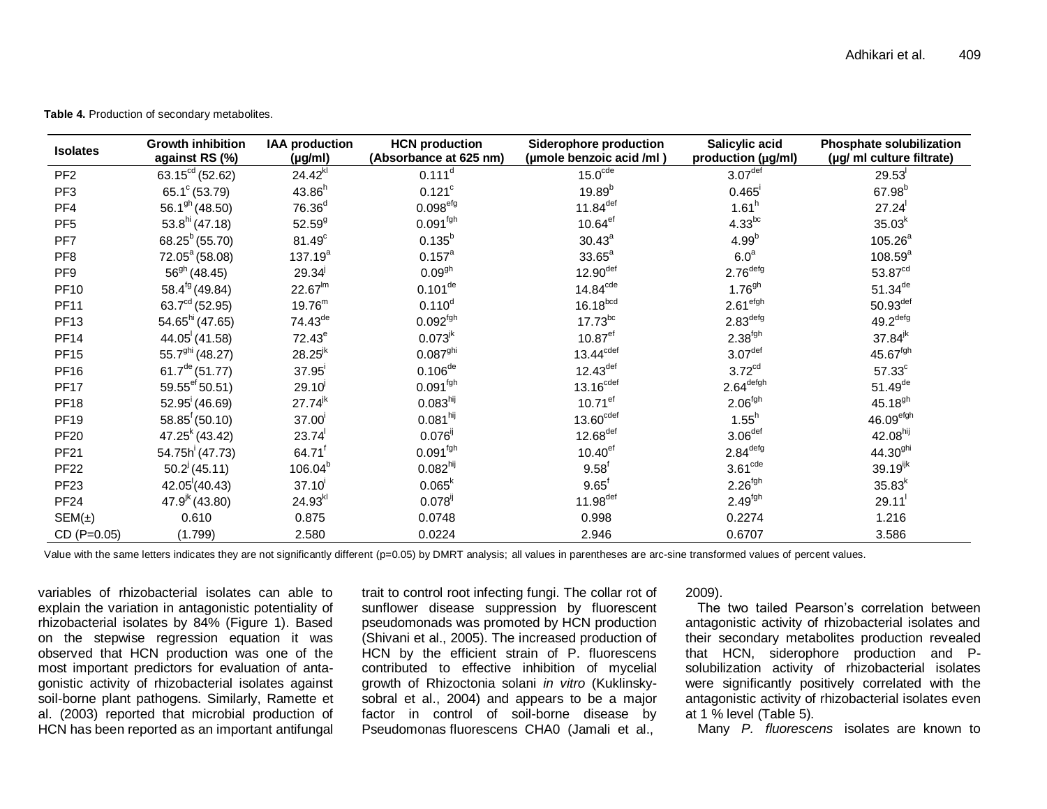**Table 4.** Production of secondary metabolites.

| Isolates | Growth inhibition against RS (%) | IAA production (µg/ml) | HCN production (Absorbance at 625 nm) | Siderophore production (µmole benzoic acid /ml ) | Salicylic acid production (µg/ml) | Phosphate solubilization (µg/ ml culture filtrate) |
|---|---|---|---|---|---|---|
| PF2 | $63.15^{cd}$ (52.62) | $24.42^{kl}$ | $0.111^{d}$ | $15.0^{cde}$ | $3.07^{def}$ | $29.53^{l}$ |
| PF3 | $65.1^{c}$ (53.79) | $43.86^{h}$ | $0.121^{c}$ | $19.89^{b}$ | $0.465^{i}$ | $67.98^{b}$ |
| PF4 | $56.1^{gh}$ (48.50) | $76.36^{d}$ | $0.098^{efg}$ | $11.84^{def}$ | $1.61^{h}$ | $27.24^{l}$ |
| PF5 | $53.8^{hi}$ (47.18) | $52.59^{g}$ | $0.091^{fgh}$ | $10.64^{ef}$ | $4.33^{bc}$ | $35.03^{k}$ |
| PF7 | $68.25^{b}$ (55.70) | $81.49^{c}$ | $0.135^{b}$ | $30.43^{a}$ | $4.99^{b}$ | $105.26^{a}$ |
| PF8 | $72.05^{a}$ (58.08) | $137.19^{a}$ | $0.157^{a}$ | $33.65^{a}$ | $6.0^{a}$ | $108.59^{a}$ |
| PF9 | $56^{gh}$ (48.45) | $29.34^{j}$ | $0.09^{gh}$ | $12.90^{def}$ | $2.76^{defg}$ | $53.87^{cd}$ |
| PF10 | $58.4^{fg}$ (49.84) | $22.67^{lm}$ | $0.101^{de}$ | $14.84^{cde}$ | $1.76^{gh}$ | $51.34^{de}$ |
| PF11 | $63.7^{cd}$ (52.95) | $19.76^{m}$ | $0.110^{d}$ | $16.18^{bcd}$ | $2.61^{efgh}$ | $50.93^{def}$ |
| PF13 | $54.65^{hi}$ (47.65) | $74.43^{de}$ | $0.092^{fgh}$ | $17.73^{bc}$ | $2.83^{defg}$ | $49.2^{defg}$ |
| PF14 | $44.05^{l}$ (41.58) | $72.43^{e}$ | $0.073^{jk}$ | $10.87^{ef}$ | $2.38^{fgh}$ | $37.84^{jk}$ |
| PF15 | $55.7^{ghi}$ (48.27) | $28.25^{jk}$ | $0.087^{ghi}$ | $13.44^{cdef}$ | $3.07^{def}$ | $45.67^{fgh}$ |
| PF16 | $61.7^{de}$ (51.77) | $37.95^{i}$ | $0.106^{de}$ | $12.43^{def}$ | $3.72^{cd}$ | $57.33^{c}$ |
| PF17 | $59.55^{ef}$ 50.51) | $29.10^{j}$ | $0.091^{fgh}$ | $13.16^{cdef}$ | $2.64^{defgh}$ | $51.49^{de}$ |
| PF18 | $52.95^{i}$ (46.69) | $27.74^{jk}$ | $0.083^{hij}$ | $10.71^{ef}$ | $2.06^{fgh}$ | $45.18^{gh}$ |
| PF19 | $58.85^{f}$ (50.10) | $37.00^{i}$ | $0.081^{hij}$ | $13.60^{cdef}$ | $1.55^{h}$ | $46.09^{efgh}$ |
| PF20 | $47.25^{k}$ (43.42) | $23.74^{l}$ | $0.076^{ij}$ | $12.68^{def}$ | $3.06^{def}$ | $42.08^{hij}$ |
| PF21 | $54.75h^{i}$ (47.73) | $64.71^{f}$ | $0.091^{fgh}$ | $10.40^{ef}$ | $2.84^{defg}$ | $44.30^{ghi}$ |
| PF22 | $50.2^{j}$ (45.11) | $106.04^{b}$ | $0.082^{hij}$ | $9.58^{f}$ | $3.61^{cde}$ | $39.19^{ijk}$ |
| PF23 | $42.05^{l}$(40.43) | $37.10^{i}$ | $0.065^{k}$ | $9.65^{f}$ | $2.26^{fgh}$ | $35.83^{k}$ |
| PF24 | $47.9^{jk}$ (43.80) | $24.93^{kl}$ | $0.078^{ij}$ | $11.98^{def}$ | $2.49^{fgh}$ | $29.11^{l}$ |
| SEM(±) | 0.610 | 0.875 | 0.0748 | 0.998 | 0.2274 | 1.216 |
| CD (P=0.05) | (1.799) | 2.580 | 0.0224 | 2.946 | 0.6707 | 3.586 |

Value with the same letters indicates they are not significantly different (p=0.05) by DMRT analysis; all values in parentheses are arc-sine transformed values of percent values.

variables of rhizobacterial isolates can able to explain the variation in antagonistic potentiality of rhizobacterial isolates by 84% (Figure 1). Based on the stepwise regression equation it was observed that HCN production was one of the most important predictors for evaluation of antagonistic activity of rhizobacterial isolates against soil-borne plant pathogens. Similarly, Ramette et al. (2003) reported that microbial production of HCN has been reported as an important antifungal trait to control root infecting fungi. The collar rot of sunflower disease suppression by fluorescent pseudomonads was promoted by HCN production (Shivani et al., 2005). The increased production of HCN by the efficient strain of P. fluorescens contributed to effective inhibition of mycelial growth of Rhizoctonia solani *in vitro* (Kuklinsky-sobral et al., 2004) and appears to be a major factor in control of soil-borne disease by Pseudomonas fluorescens CHA0 (Jamali et al., 2009).

The two tailed Pearson's correlation between antagonistic activity of rhizobacterial isolates and their secondary metabolites production revealed that HCN, siderophore production and P-solubilization activity of rhizobacterial isolates were significantly positively correlated with the antagonistic activity of rhizobacterial isolates even at 1 % level (Table 5).

Many *P. fluorescens* isolates are known to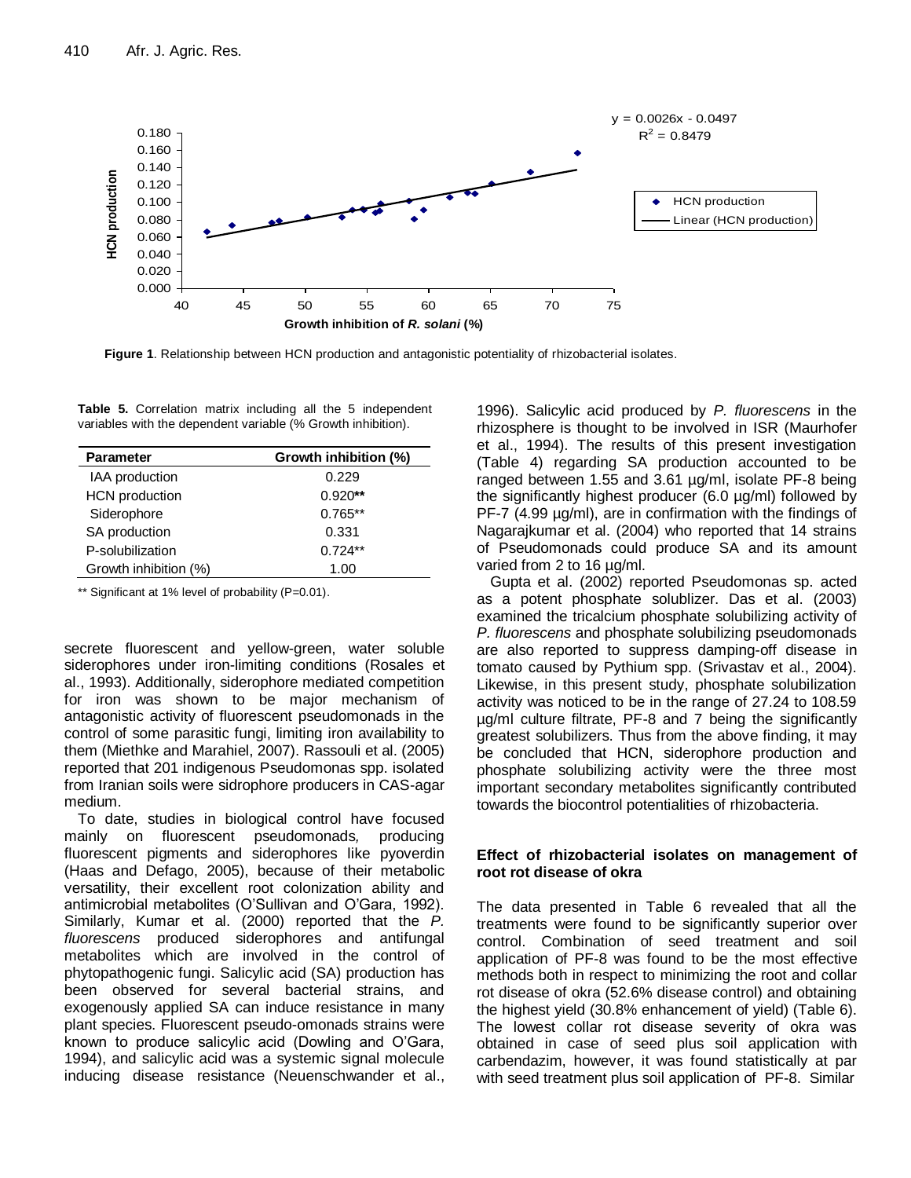**Figure 1**. Relationship between HCN production and antagonistic potentiality of rhizobacterial isolates.

**Table 5.** Correlation matrix including all the 5 independent variables with the dependent variable (% Growth inhibition).

| Parameter | Growth inhibition (%) |
|---|---|
| IAA production | 0.229 |
| HCN production | 0.920** |
| Siderophore | 0.765** |
| SA production | 0.331 |
| P-solubilization | 0.724** |
| Growth inhibition (%) | 1.00 |

** Significant at 1% level of probability (P=0.01).

secrete fluorescent and yellow-green, water soluble siderophores under iron-limiting conditions (Rosales et al., 1993). Additionally, siderophore mediated competition for iron was shown to be major mechanism of antagonistic activity of fluorescent pseudomonads in the control of some parasitic fungi, limiting iron availability to them (Miethke and Marahiel, 2007). Rassouli et al. (2005) reported that 201 indigenous Pseudomonas spp. isolated from Iranian soils were sidrophore producers in CAS-agar medium.

To date, studies in biological control have focused mainly on fluorescent pseudomonads*,* producing fluorescent pigments and siderophores like pyoverdin (Haas and Defago, 2005), because of their metabolic versatility, their excellent root colonization ability and antimicrobial metabolites (O'Sullivan and O'Gara, 1992). Similarly, Kumar et al. (2000) reported that the *P. fluorescens* produced siderophores and antifungal metabolites which are involved in the control of phytopathogenic fungi. Salicylic acid (SA) production has been observed for several bacterial strains, and exogenously applied SA can induce resistance in many plant species. Fluorescent pseudo-omonads strains were known to produce salicylic acid (Dowling and O'Gara, 1994), and salicylic acid was a systemic signal molecule inducing disease resistance (Neuenschwander et al., 1996). Salicylic acid produced by *P. fluorescens* in the rhizosphere is thought to be involved in ISR (Maurhofer et al., 1994). The results of this present investigation (Table 4) regarding SA production accounted to be ranged between 1.55 and 3.61 µg/ml, isolate PF-8 being the significantly highest producer (6.0 µg/ml) followed by PF-7 (4.99 µg/ml), are in confirmation with the findings of Nagarajkumar et al. (2004) who reported that 14 strains of Pseudomonads could produce SA and its amount varied from 2 to 16 µg/ml.

Gupta et al. (2002) reported Pseudomonas sp. acted as a potent phosphate solublizer. Das et al. (2003) examined the tricalcium phosphate solubilizing activity of *P. fluorescens* and phosphate solubilizing pseudomonads are also reported to suppress damping-off disease in tomato caused by Pythium spp. (Srivastav et al., 2004). Likewise, in this present study, phosphate solubilization activity was noticed to be in the range of 27.24 to 108.59 µg/ml culture filtrate, PF-8 and 7 being the significantly greatest solubilizers. Thus from the above finding, it may be concluded that HCN, siderophore production and phosphate solubilizing activity were the three most important secondary metabolites significantly contributed towards the biocontrol potentialities of rhizobacteria.

### Effect of rhizobacterial isolates on management of root rot disease of okra

The data presented in Table 6 revealed that all the treatments were found to be significantly superior over control. Combination of seed treatment and soil application of PF-8 was found to be the most effective methods both in respect to minimizing the root and collar rot disease of okra (52.6% disease control) and obtaining the highest yield (30.8% enhancement of yield) (Table 6). The lowest collar rot disease severity of okra was obtained in case of seed plus soil application with carbendazim, however, it was found statistically at par with seed treatment plus soil application of PF-8. Similar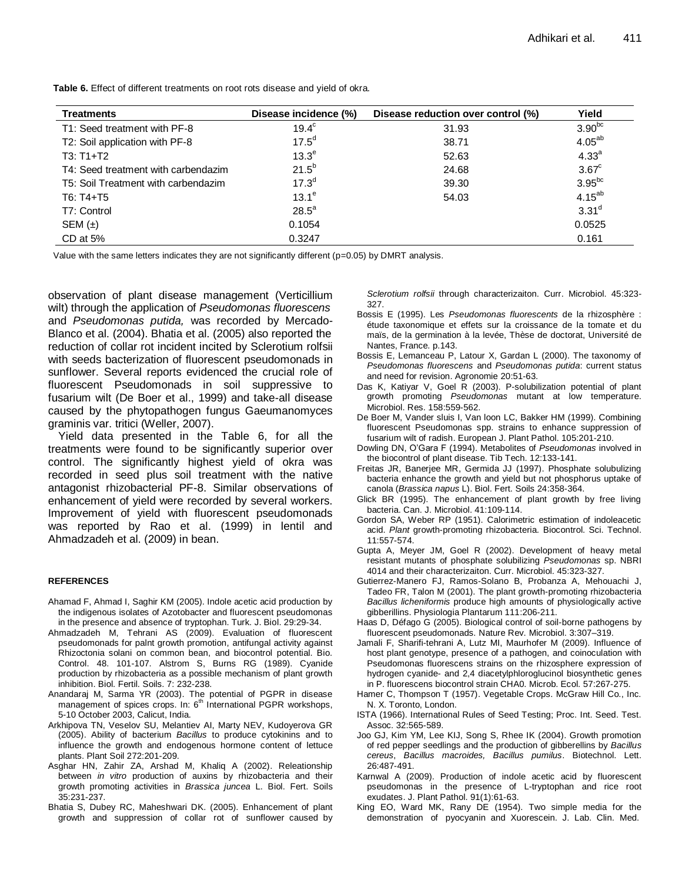**Table 6.** Effect of different treatments on root rots disease and yield of okra.

| Treatments | Disease incidence (%) | Disease reduction over control (%) | Yield |
|---|---|---|---|
| T1: Seed treatment with PF-8 | $19.4^{c}$ | 31.93 | $3.90^{bc}$ |
| T2: Soil application with PF-8 | $17.5^{d}$ | 38.71 | $4.05^{ab}$ |
| T3: T1+T2 | $13.3^{e}$ | 52.63 | $4.33^{a}$ |
| T4: Seed treatment with carbendazim | $21.5^{b}$ | 24.68 | $3.67^{c}$ |
| T5: Soil Treatment with carbendazim | $17.3^{d}$ | 39.30 | $3.95^{bc}$ |
| T6: T4+T5 | $13.1^{e}$ | 54.03 | $4.15^{ab}$ |
| T7: Control | $28.5^{a}$ | | $3.31^{d}$ |
| SEM (±) | 0.1054 | | 0.0525 |
| CD at 5% | 0.3247 | | 0.161 |

Value with the same letters indicates they are not significantly different (p=0.05) by DMRT analysis.

observation of plant disease management (Verticillium wilt) through the application of *Pseudomonas fluorescens* and *Pseudomonas putida,* was recorded by Mercado-Blanco et al. (2004). Bhatia et al. (2005) also reported the reduction of collar rot incident incited by Sclerotium rolfsii with seeds bacterization of fluorescent pseudomonads in sunflower. Several reports evidenced the crucial role of fluorescent Pseudomonads in soil suppressive to fusarium wilt (De Boer et al., 1999) and take-all disease caused by the phytopathogen fungus Gaeumanomyces graminis var. tritici (Weller, 2007).

Yield data presented in the Table 6, for all the treatments were found to be significantly superior over control. The significantly highest yield of okra was recorded in seed plus soil treatment with the native antagonist rhizobacterial PF-8. Similar observations of enhancement of yield were recorded by several workers. Improvement of yield with fluorescent pseudomonads was reported by Rao et al. (1999) in lentil and Ahmadzadeh et al. (2009) in bean.

## REFERENCES

Ahamad F, Ahmad I, Saghir KM (2005). Indole acetic acid production by the indigenous isolates of Azotobacter and fluorescent pseudomonas in the presence and absence of tryptophan. Turk. J. Biol. 29:29-34.

Ahmadzadeh M, Tehrani AS (2009). Evaluation of fluorescent pseudomonads for palnt growth promotion, antifungal activity against Rhizoctonia solani on common bean, and biocontrol potential. Bio. Control. 48. 101-107. Alstrom S, Burns RG (1989). Cyanide production by rhizobacteria as a possible mechanism of plant growth inhibition. Biol. Fertil. Soils. 7: 232-238.

Anandaraj M, Sarma YR (2003). The potential of PGPR in disease management of spices crops. In: 6th International PGPR workshops, 5-10 October 2003, Calicut, India.

Arkhipova TN, Veselov SU, Melantiev AI, Marty NEV, Kudoyerova GR (2005). Ability of bacterium *Bacillus* to produce cytokinins and to influence the growth and endogenous hormone content of lettuce plants. Plant Soil 272:201-209.

Asghar HN, Zahir ZA, Arshad M, Khaliq A (2002). Releationship between *in vitro* production of auxins by rhizobacteria and their growth promoting activities in *Brassica juncea* L. Biol. Fert. Soils 35:231-237.

Bhatia S, Dubey RC, Maheshwari DK. (2005). Enhancement of plant growth and suppression of collar rot of sunflower caused by *Sclerotium rolfsii* through characterizaiton. Curr. Microbiol. 45:323-327.

Bossis E (1995). Les *Pseudomonas fluorescents* de la rhizosphère : étude taxonomique et effets sur la croissance de la tomate et du maïs, de la germination à la levée, Thèse de doctorat, Université de Nantes, France. p.143.

Bossis E, Lemanceau P, Latour X, Gardan L (2000). The taxonomy of *Pseudomonas fluorescens* and *Pseudomonas putida*: current status and need for revision. Agronomie 20:51-63.

Das K, Katiyar V, Goel R (2003). P-solubilization potential of plant growth promoting *Pseudomonas* mutant at low temperature. Microbiol. Res. 158:559-562.

De Boer M, Vander sluis I, Van loon LC, Bakker HM (1999). Combining fluorescent Pseudomonas spp. strains to enhance suppression of fusarium wilt of radish. European J. Plant Pathol. 105:201-210.

Dowling DN, O'Gara F (1994). Metabolites of *Pseudomonas* involved in the biocontrol of plant disease. Tib Tech. 12:133-141.

Freitas JR, Banerjee MR, Germida JJ (1997). Phosphate solubilizing bacteria enhance the growth and yield but not phosphorus uptake of canola (*Brassica napus* L). Biol. Fert. Soils 24:358-364.

Glick BR (1995). The enhancement of plant growth by free living bacteria. Can. J. Microbiol. 41:109-114.

Gordon SA, Weber RP (1951). Calorimetric estimation of indoleacetic acid. *Plant* growth-promoting rhizobacteria. Biocontrol. Sci. Technol. 11:557-574.

Gupta A, Meyer JM, Goel R (2002). Development of heavy metal resistant mutants of phosphate solubilizing *Pseudomonas* sp. NBRI 4014 and their characterizaiton. Curr. Microbiol. 45:323-327.

Gutierrez-Manero FJ, Ramos-Solano B, Probanza A, Mehouachi J, Tadeo FR, Talon M (2001). The plant growth-promoting rhizobacteria *Bacillus licheniformis* produce high amounts of physiologically active gibberillins. Physiologia Plantarum 111:206-211.

Haas D, Défago G (2005). Biological control of soil-borne pathogens by fluorescent pseudomonads. Nature Rev. Microbiol. 3:307–319.

Jamali F, Sharifi-tehrani A, Lutz MI, Maurhofer M (2009). Influence of host plant genotype, presence of a pathogen, and coinoculation with Pseudomonas fluorescens strains on the rhizosphere expression of hydrogen cyanide- and 2,4 diacetylphloroglucinol biosynthetic genes in P. fluorescens biocontrol strain CHA0. Microb. Ecol. 57:267-275.

Hamer C, Thompson T (1957). Vegetable Crops. McGraw Hill Co., Inc. N. X. Toronto, London.

ISTA (1966). International Rules of Seed Testing; Proc. Int. Seed. Test. Assoc. 32:565-589.

Joo GJ, Kim YM, Lee KIJ, Song S, Rhee IK (2004). Growth promotion of red pepper seedlings and the production of gibberellins by *Bacillus cereus*, *Bacillus macroides, Bacillus pumilus*. Biotechnol. Lett. 26:487-491.

Karnwal A (2009). Production of indole acetic acid by fluorescent pseudomonas in the presence of L-tryptophan and rice root exudates. J. Plant Pathol. 91(1):61-63.

King EO, Ward MK, Rany DE (1954). Two simple media for the demonstration of pyocyanin and Xuorescein. J. Lab. Clin. Med.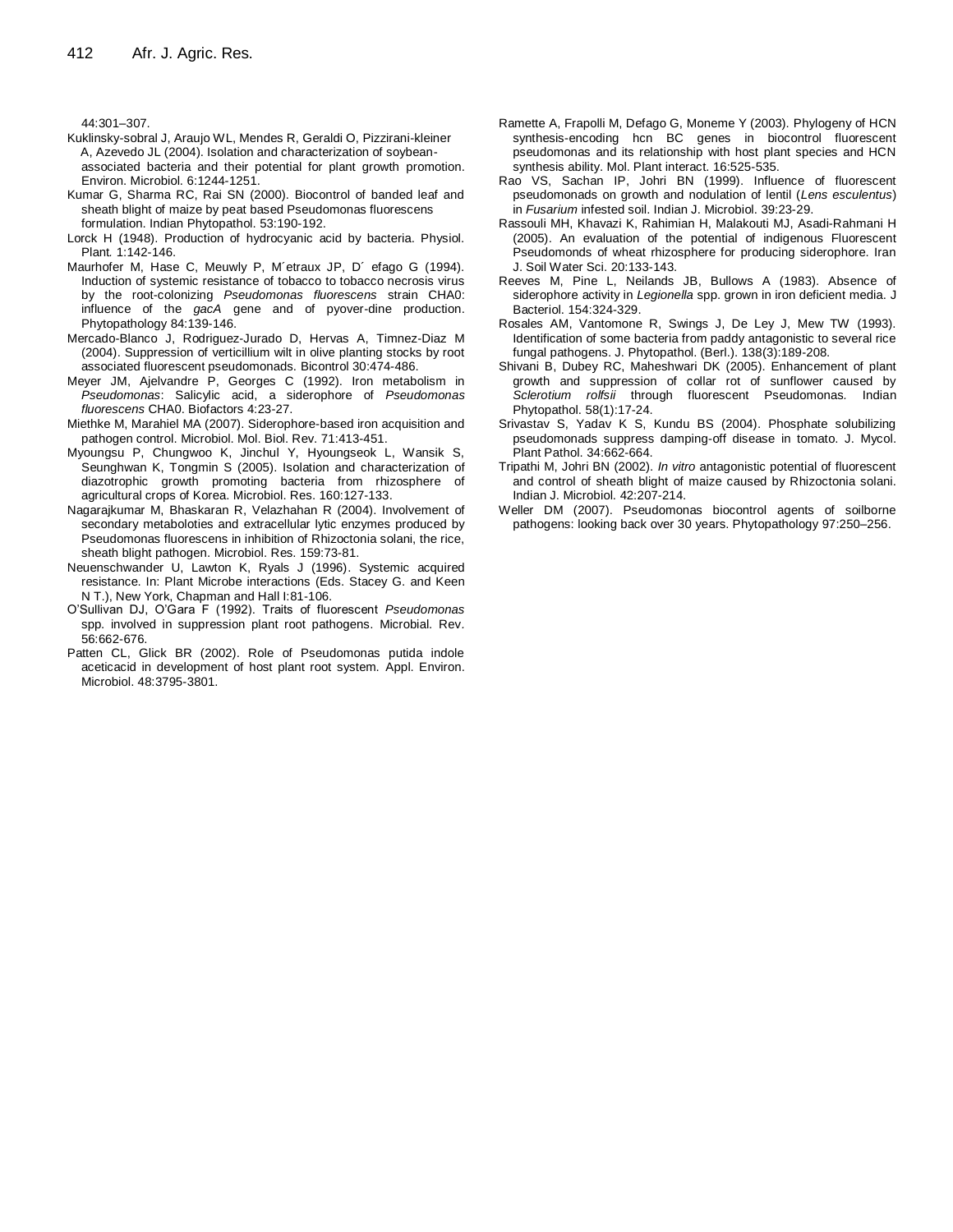44:301–307.

Kuklinsky-sobral J, Araujo WL, Mendes R, Geraldi O, Pizzirani-kleiner A, Azevedo JL (2004). Isolation and characterization of soybean-associated bacteria and their potential for plant growth promotion. Environ. Microbiol. 6:1244-1251.

Kumar G, Sharma RC, Rai SN (2000). Biocontrol of banded leaf and sheath blight of maize by peat based Pseudomonas fluorescens formulation. Indian Phytopathol. 53:190-192.

Lorck H (1948). Production of hydrocyanic acid by bacteria. Physiol. Plant. 1:142-146.

Maurhofer M, Hase C, Meuwly P, M´etraux JP, D´ efago G (1994). Induction of systemic resistance of tobacco to tobacco necrosis virus by the root-colonizing *Pseudomonas fluorescens* strain CHA0: influence of the *gacA* gene and of pyover-dine production. Phytopathology 84:139-146.

Mercado-Blanco J, Rodriguez-Jurado D, Hervas A, Timnez-Diaz M (2004). Suppression of verticillium wilt in olive planting stocks by root associated fluorescent pseudomonads. Bicontrol 30:474-486.

Meyer JM, Ajelvandre P, Georges C (1992). Iron metabolism in *Pseudomonas*: Salicylic acid, a siderophore of *Pseudomonas fluorescens* CHA0. Biofactors 4:23-27.

Miethke M, Marahiel MA (2007). Siderophore-based iron acquisition and pathogen control. Microbiol. Mol. Biol. Rev. 71:413-451.

Myoungsu P, Chungwoo K, Jinchul Y, Hyoungseok L, Wansik S, Seunghwan K, Tongmin S (2005). Isolation and characterization of diazotrophic growth promoting bacteria from rhizosphere of agricultural crops of Korea. Microbiol. Res. 160:127-133.

Nagarajkumar M, Bhaskaran R, Velazhahan R (2004). Involvement of secondary metaboloties and extracellular lytic enzymes produced by Pseudomonas fluorescens in inhibition of Rhizoctonia solani, the rice, sheath blight pathogen. Microbiol. Res. 159:73-81.

Neuenschwander U, Lawton K, Ryals J (1996). Systemic acquired resistance. In: Plant Microbe interactions (Eds. Stacey G. and Keen N T.), New York, Chapman and Hall I:81-106.

O'Sullivan DJ, O'Gara F (1992). Traits of fluorescent *Pseudomonas* spp. involved in suppression plant root pathogens. Microbial. Rev. 56:662-676.

Patten CL, Glick BR (2002). Role of Pseudomonas putida indole aceticacid in development of host plant root system. Appl. Environ. Microbiol. 48:3795-3801.

Ramette A, Frapolli M, Defago G, Moneme Y (2003). Phylogeny of HCN synthesis-encoding hcn BC genes in biocontrol fluorescent pseudomonas and its relationship with host plant species and HCN synthesis ability. Mol. Plant interact. 16:525-535.

Rao VS, Sachan IP, Johri BN (1999). Influence of fluorescent pseudomonads on growth and nodulation of lentil (*Lens esculentus*) in *Fusarium* infested soil. Indian J. Microbiol. 39:23-29.

Rassouli MH, Khavazi K, Rahimian H, Malakouti MJ, Asadi-Rahmani H (2005). An evaluation of the potential of indigenous Fluorescent Pseudomonds of wheat rhizosphere for producing siderophore. Iran J. Soil Water Sci. 20:133-143.

Reeves M, Pine L, Neilands JB, Bullows A (1983). Absence of siderophore activity in *Legionella* spp. grown in iron deficient media. J Bacteriol. 154:324-329.

Rosales AM, Vantomone R, Swings J, De Ley J, Mew TW (1993). Identification of some bacteria from paddy antagonistic to several rice fungal pathogens. J. Phytopathol. (Berl.). 138(3):189-208.

Shivani B, Dubey RC, Maheshwari DK (2005). Enhancement of plant growth and suppression of collar rot of sunflower caused by *Sclerotium rolfsii* through fluorescent Pseudomonas. Indian Phytopathol. 58(1):17-24.

Srivastav S, Yadav K S, Kundu BS (2004). Phosphate solubilizing pseudomonads suppress damping-off disease in tomato. J. Mycol. Plant Pathol. 34:662-664.

Tripathi M, Johri BN (2002). *In vitro* antagonistic potential of fluorescent and control of sheath blight of maize caused by Rhizoctonia solani. Indian J. Microbiol. 42:207-214.

Weller DM (2007). Pseudomonas biocontrol agents of soilborne pathogens: looking back over 30 years. Phytopathology 97:250–256.